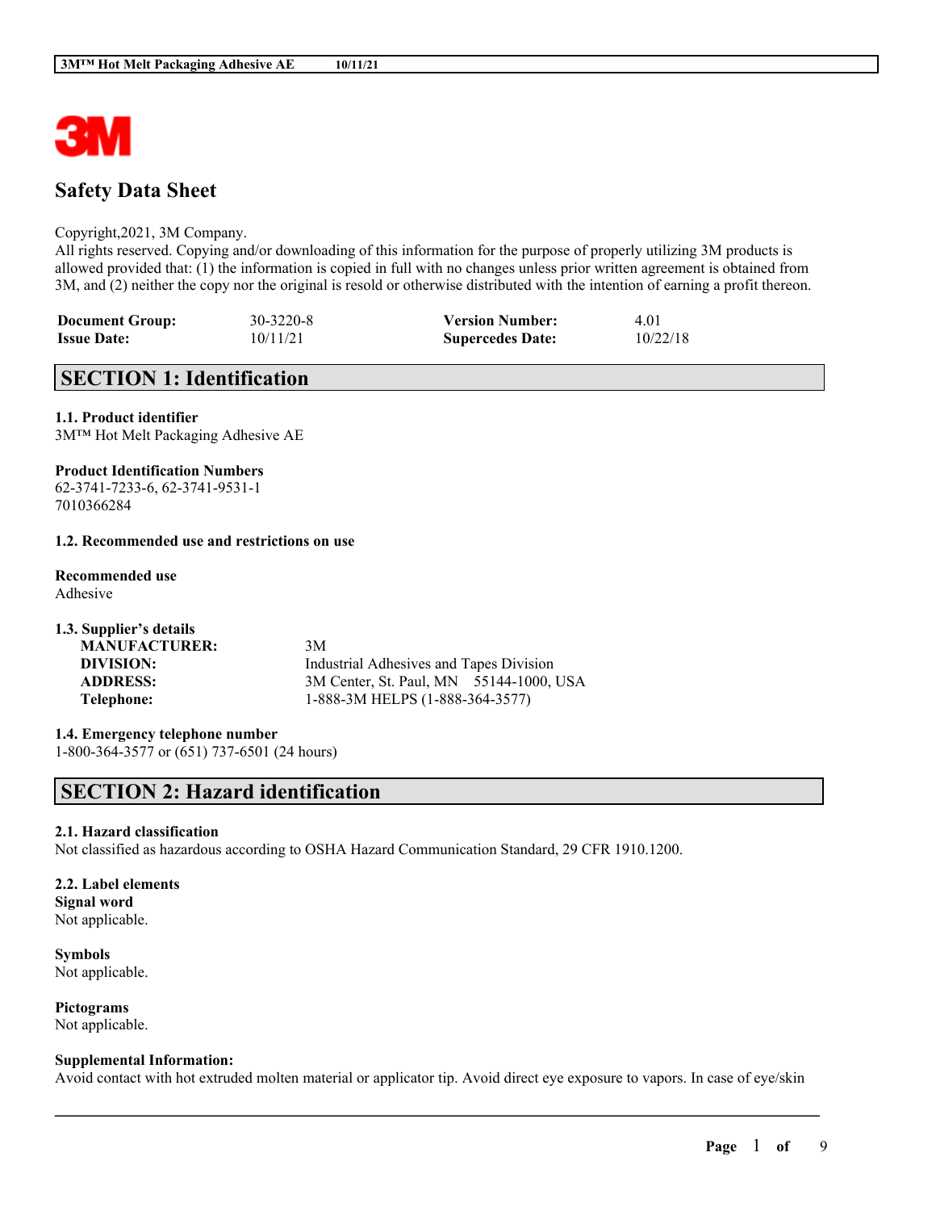# Safety Data Sheet

Copyright,2021, 3M Company.
All rights reserved. Copying and/or downloading of this information for the purpose of properly utilizing 3M products is allowed provided that: (1) the information is copied in full with no changes unless prior written agreement is obtained from 3M, and (2) neither the copy nor the original is resold or otherwise distributed with the intention of earning a profit thereon.

| **Document Group:** | 30-3220-8 | **Version Number:** | 4.01 |
|---|---|---|---|
| **Issue Date:** | 10/11/21 | **Supercedes Date:** | 10/22/18 |

## SECTION 1: Identification

**1.1. Product identifier**
3M™ Hot Melt Packaging Adhesive AE

**Product Identification Numbers**
62-3741-7233-6, 62-3741-9531-1
7010366284

**1.2. Recommended use and restrictions on use**

**Recommended use**
Adhesive

**1.3. Supplier's details**

| | |
|---|---|
| **MANUFACTURER:** | 3M |
| **DIVISION:** | Industrial Adhesives and Tapes Division |
| **ADDRESS:** | 3M Center, St. Paul, MN 55144-1000, USA |
| **Telephone:** | 1-888-3M HELPS (1-888-364-3577) |

**1.4. Emergency telephone number**
1-800-364-3577 or (651) 737-6501 (24 hours)

## SECTION 2: Hazard identification

**2.1. Hazard classification**
Not classified as hazardous according to OSHA Hazard Communication Standard, 29 CFR 1910.1200.

**2.2. Label elements**
**Signal word**
Not applicable.

**Symbols**
Not applicable.

**Pictograms**
Not applicable.

**Supplemental Information:**
Avoid contact with hot extruded molten material or applicator tip. Avoid direct eye exposure to vapors. In case of eye/skin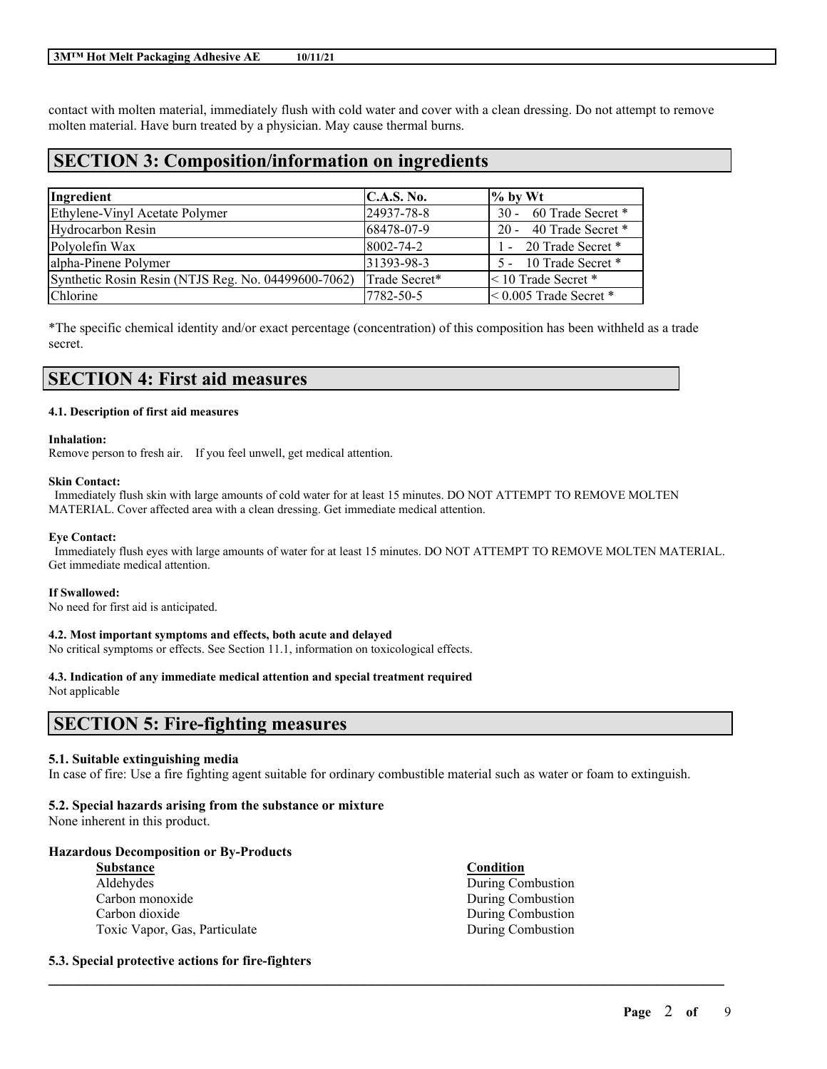contact with molten material, immediately flush with cold water and cover with a clean dressing. Do not attempt to remove molten material. Have burn treated by a physician. May cause thermal burns.

## SECTION 3: Composition/information on ingredients

| Ingredient | C.A.S. No. | % by Wt |
|---|---|---|
| Ethylene-Vinyl Acetate Polymer | 24937-78-8 | 30 - 60 Trade Secret * |
| Hydrocarbon Resin | 68478-07-9 | 20 - 40 Trade Secret * |
| Polyolefin Wax | 8002-74-2 | 1 - 20 Trade Secret * |
| alpha-Pinene Polymer | 31393-98-3 | 5 - 10 Trade Secret * |
| Synthetic Rosin Resin (NTJS Reg. No. 04499600-7062) | Trade Secret* | < 10 Trade Secret * |
| Chlorine | 7782-50-5 | < 0.005 Trade Secret * |

*The specific chemical identity and/or exact percentage (concentration) of this composition has been withheld as a trade secret.

## SECTION 4: First aid measures

#### 4.1. Description of first aid measures

**Inhalation:**
Remove person to fresh air. If you feel unwell, get medical attention.

**Skin Contact:**
Immediately flush skin with large amounts of cold water for at least 15 minutes. DO NOT ATTEMPT TO REMOVE MOLTEN MATERIAL. Cover affected area with a clean dressing. Get immediate medical attention.

**Eye Contact:**
Immediately flush eyes with large amounts of water for at least 15 minutes. DO NOT ATTEMPT TO REMOVE MOLTEN MATERIAL. Get immediate medical attention.

**If Swallowed:**
No need for first aid is anticipated.

#### 4.2. Most important symptoms and effects, both acute and delayed

No critical symptoms or effects. See Section 11.1, information on toxicological effects.

#### 4.3. Indication of any immediate medical attention and special treatment required

Not applicable

## SECTION 5: Fire-fighting measures

#### 5.1. Suitable extinguishing media

In case of fire: Use a fire fighting agent suitable for ordinary combustible material such as water or foam to extinguish.

#### 5.2. Special hazards arising from the substance or mixture

None inherent in this product.

**Hazardous Decomposition or By-Products**

| Substance | Condition |
|---|---|
| Aldehydes | During Combustion |
| Carbon monoxide | During Combustion |
| Carbon dioxide | During Combustion |
| Toxic Vapor, Gas, Particulate | During Combustion |

#### 5.3. Special protective actions for fire-fighters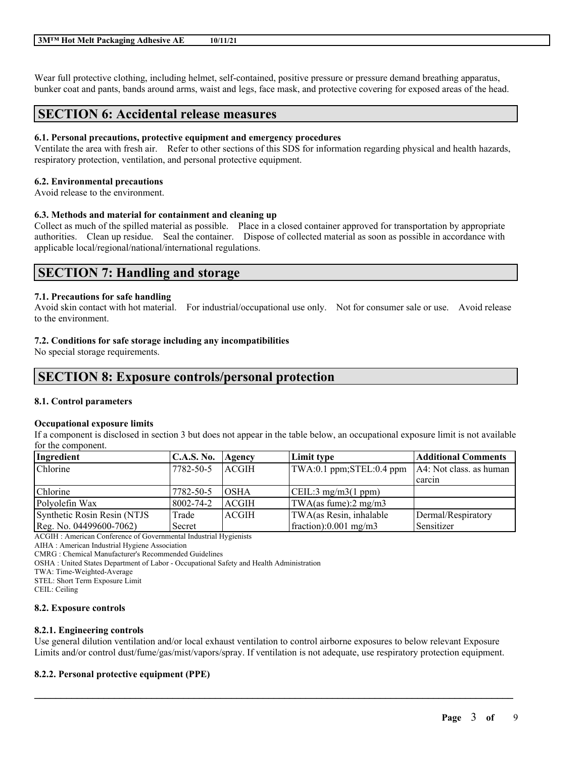Wear full protective clothing, including helmet, self-contained, positive pressure or pressure demand breathing apparatus, bunker coat and pants, bands around arms, waist and legs, face mask, and protective covering for exposed areas of the head.

## SECTION 6: Accidental release measures

### 6.1. Personal precautions, protective equipment and emergency procedures

Ventilate the area with fresh air. Refer to other sections of this SDS for information regarding physical and health hazards, respiratory protection, ventilation, and personal protective equipment.

### 6.2. Environmental precautions

Avoid release to the environment.

### 6.3. Methods and material for containment and cleaning up

Collect as much of the spilled material as possible. Place in a closed container approved for transportation by appropriate authorities. Clean up residue. Seal the container. Dispose of collected material as soon as possible in accordance with applicable local/regional/national/international regulations.

## SECTION 7: Handling and storage

### 7.1. Precautions for safe handling

Avoid skin contact with hot material. For industrial/occupational use only. Not for consumer sale or use. Avoid release to the environment.

### 7.2. Conditions for safe storage including any incompatibilities

No special storage requirements.

## SECTION 8: Exposure controls/personal protection

### 8.1. Control parameters

**Occupational exposure limits**

If a component is disclosed in section 3 but does not appear in the table below, an occupational exposure limit is not available for the component.

| Ingredient | C.A.S. No. | Agency | Limit type | Additional Comments |
|---|---|---|---|---|
| Chlorine | 7782-50-5 | ACGIH | TWA:0.1 ppm;STEL:0.4 ppm | A4: Not class. as human carcin |
| Chlorine | 7782-50-5 | OSHA | CEIL:3 mg/m3(1 ppm) | |
| Polyolefin Wax | 8002-74-2 | ACGIH | TWA(as fume):2 mg/m3 | |
| Synthetic Rosin Resin (NTJS Reg. No. 04499600-7062) | Trade Secret | ACGIH | TWA(as Resin, inhalable fraction):0.001 mg/m3 | Dermal/Respiratory Sensitizer |

ACGIH : American Conference of Governmental Industrial Hygienists
AIHA : American Industrial Hygiene Association
CMRG : Chemical Manufacturer's Recommended Guidelines
OSHA : United States Department of Labor - Occupational Safety and Health Administration
TWA: Time-Weighted-Average
STEL: Short Term Exposure Limit
CEIL: Ceiling

### 8.2. Exposure controls

#### 8.2.1. Engineering controls

Use general dilution ventilation and/or local exhaust ventilation to control airborne exposures to below relevant Exposure Limits and/or control dust/fume/gas/mist/vapors/spray. If ventilation is not adequate, use respiratory protection equipment.

#### 8.2.2. Personal protective equipment (PPE)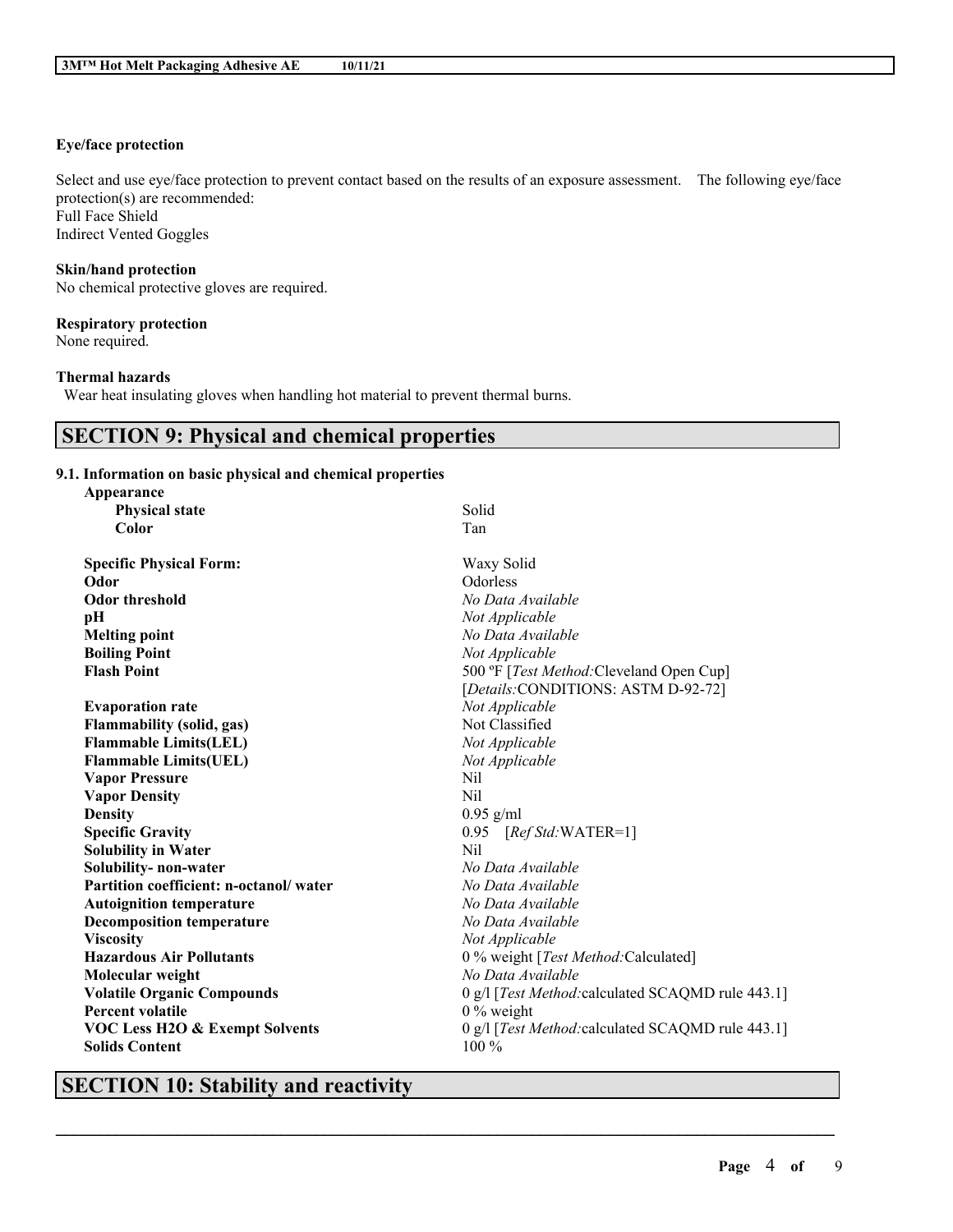**Eye/face protection**

Select and use eye/face protection to prevent contact based on the results of an exposure assessment. The following eye/face protection(s) are recommended:
Full Face Shield
Indirect Vented Goggles

**Skin/hand protection**
No chemical protective gloves are required.

**Respiratory protection**
None required.

**Thermal hazards**
Wear heat insulating gloves when handling hot material to prevent thermal burns.

## SECTION 9: Physical and chemical properties

### 9.1. Information on basic physical and chemical properties

| Property | Value |
|---|---|
| **Appearance** | |
| **Physical state** | Solid |
| **Color** | Tan |
| **Specific Physical Form:** | Waxy Solid |
| **Odor** | Odorless |
| **Odor threshold** | *No Data Available* |
| **pH** | *Not Applicable* |
| **Melting point** | *No Data Available* |
| **Boiling Point** | *Not Applicable* |
| **Flash Point** | 500 ºF [*Test Method:*Cleveland Open Cup] [*Details:*CONDITIONS: ASTM D-92-72] |
| **Evaporation rate** | *Not Applicable* |
| **Flammability (solid, gas)** | Not Classified |
| **Flammable Limits(LEL)** | *Not Applicable* |
| **Flammable Limits(UEL)** | *Not Applicable* |
| **Vapor Pressure** | Nil |
| **Vapor Density** | Nil |
| **Density** | 0.95 g/ml |
| **Specific Gravity** | 0.95 [*Ref Std:*WATER=1] |
| **Solubility in Water** | Nil |
| **Solubility- non-water** | *No Data Available* |
| **Partition coefficient: n-octanol/ water** | *No Data Available* |
| **Autoignition temperature** | *No Data Available* |
| **Decomposition temperature** | *No Data Available* |
| **Viscosity** | *Not Applicable* |
| **Hazardous Air Pollutants** | 0 % weight [*Test Method:*Calculated] |
| **Molecular weight** | *No Data Available* |
| **Volatile Organic Compounds** | 0 g/l [*Test Method:*calculated SCAQMD rule 443.1] |
| **Percent volatile** | 0 % weight |
| **VOC Less H2O & Exempt Solvents** | 0 g/l [*Test Method:*calculated SCAQMD rule 443.1] |
| **Solids Content** | 100 % |

## SECTION 10: Stability and reactivity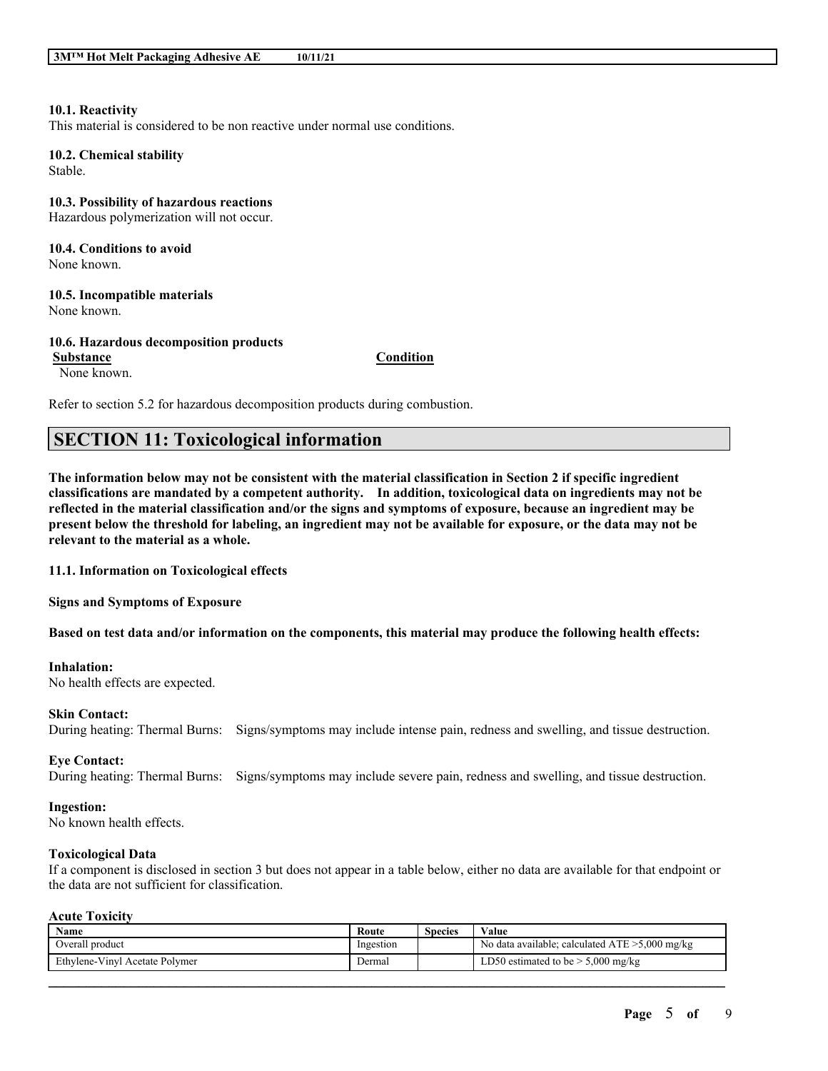#### 10.1. Reactivity

This material is considered to be non reactive under normal use conditions.

#### 10.2. Chemical stability

Stable.

#### 10.3. Possibility of hazardous reactions

Hazardous polymerization will not occur.

#### 10.4. Conditions to avoid

None known.

#### 10.5. Incompatible materials

None known.

#### 10.6. Hazardous decomposition products

| Substance | Condition |
| --- | --- |
| None known. | |

Refer to section 5.2 for hazardous decomposition products during combustion.

## SECTION 11: Toxicological information

**The information below may not be consistent with the material classification in Section 2 if specific ingredient classifications are mandated by a competent authority. In addition, toxicological data on ingredients may not be reflected in the material classification and/or the signs and symptoms of exposure, because an ingredient may be present below the threshold for labeling, an ingredient may not be available for exposure, or the data may not be relevant to the material as a whole.**

**11.1. Information on Toxicological effects**

**Signs and Symptoms of Exposure**

**Based on test data and/or information on the components, this material may produce the following health effects:**

**Inhalation:**
No health effects are expected.

**Skin Contact:**
During heating: Thermal Burns: Signs/symptoms may include intense pain, redness and swelling, and tissue destruction.

**Eye Contact:**
During heating: Thermal Burns: Signs/symptoms may include severe pain, redness and swelling, and tissue destruction.

**Ingestion:**
No known health effects.

**Toxicological Data**

If a component is disclosed in section 3 but does not appear in a table below, either no data are available for that endpoint or the data are not sufficient for classification.

**Acute Toxicity**

| Name | Route | Species | Value |
| --- | --- | --- | --- |
| Overall product | Ingestion | | No data available; calculated ATE >5,000 mg/kg |
| Ethylene-Vinyl Acetate Polymer | Dermal | | LD50 estimated to be > 5,000 mg/kg |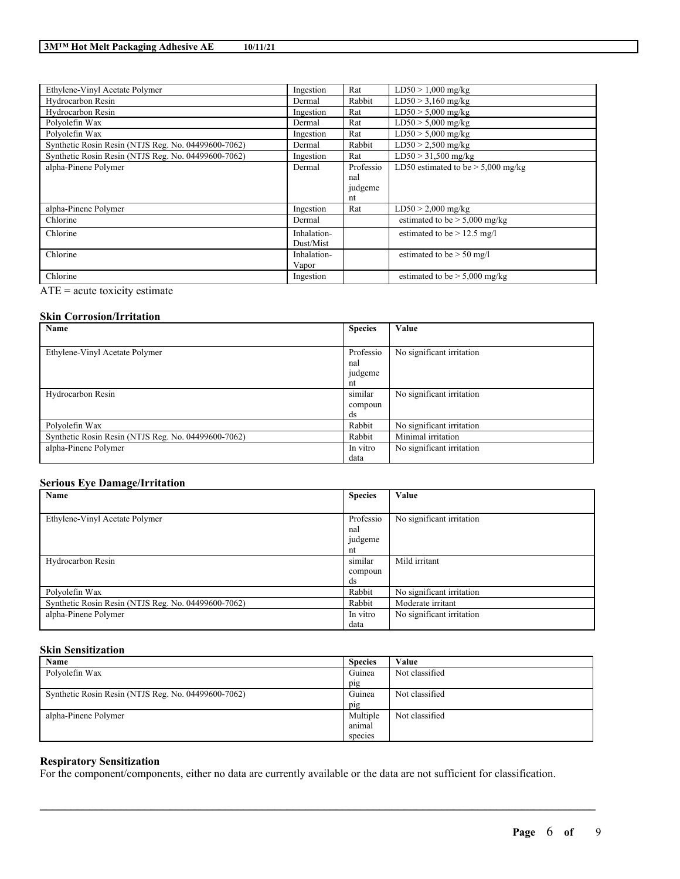| | | | |
|---|---|---|---|
| Ethylene-Vinyl Acetate Polymer | Ingestion | Rat | LD50 > 1,000 mg/kg |
| Hydrocarbon Resin | Dermal | Rabbit | LD50 > 3,160 mg/kg |
| Hydrocarbon Resin | Ingestion | Rat | LD50 > 5,000 mg/kg |
| Polyolefin Wax | Dermal | Rat | LD50 > 5,000 mg/kg |
| Polyolefin Wax | Ingestion | Rat | LD50 > 5,000 mg/kg |
| Synthetic Rosin Resin (NTJS Reg. No. 04499600-7062) | Dermal | Rabbit | LD50 > 2,500 mg/kg |
| Synthetic Rosin Resin (NTJS Reg. No. 04499600-7062) | Ingestion | Rat | LD50 > 31,500 mg/kg |
| alpha-Pinene Polymer | Dermal | Professional judgement | LD50 estimated to be > 5,000 mg/kg |
| alpha-Pinene Polymer | Ingestion | Rat | LD50 > 2,000 mg/kg |
| Chlorine | Dermal | | estimated to be > 5,000 mg/kg |
| Chlorine | Inhalation-Dust/Mist | | estimated to be > 12.5 mg/l |
| Chlorine | Inhalation-Vapor | | estimated to be > 50 mg/l |
| Chlorine | Ingestion | | estimated to be > 5,000 mg/kg |

ATE = acute toxicity estimate

### Skin Corrosion/Irritation

| Name | Species | Value |
|---|---|---|
| Ethylene-Vinyl Acetate Polymer | Professional judgement | No significant irritation |
| Hydrocarbon Resin | similar compounds | No significant irritation |
| Polyolefin Wax | Rabbit | No significant irritation |
| Synthetic Rosin Resin (NTJS Reg. No. 04499600-7062) | Rabbit | Minimal irritation |
| alpha-Pinene Polymer | In vitro data | No significant irritation |

### Serious Eye Damage/Irritation

| Name | Species | Value |
|---|---|---|
| Ethylene-Vinyl Acetate Polymer | Professional judgement | No significant irritation |
| Hydrocarbon Resin | similar compounds | Mild irritant |
| Polyolefin Wax | Rabbit | No significant irritation |
| Synthetic Rosin Resin (NTJS Reg. No. 04499600-7062) | Rabbit | Moderate irritant |
| alpha-Pinene Polymer | In vitro data | No significant irritation |

### Skin Sensitization

| Name | Species | Value |
|---|---|---|
| Polyolefin Wax | Guinea pig | Not classified |
| Synthetic Rosin Resin (NTJS Reg. No. 04499600-7062) | Guinea pig | Not classified |
| alpha-Pinene Polymer | Multiple animal species | Not classified |

### Respiratory Sensitization

For the component/components, either no data are currently available or the data are not sufficient for classification.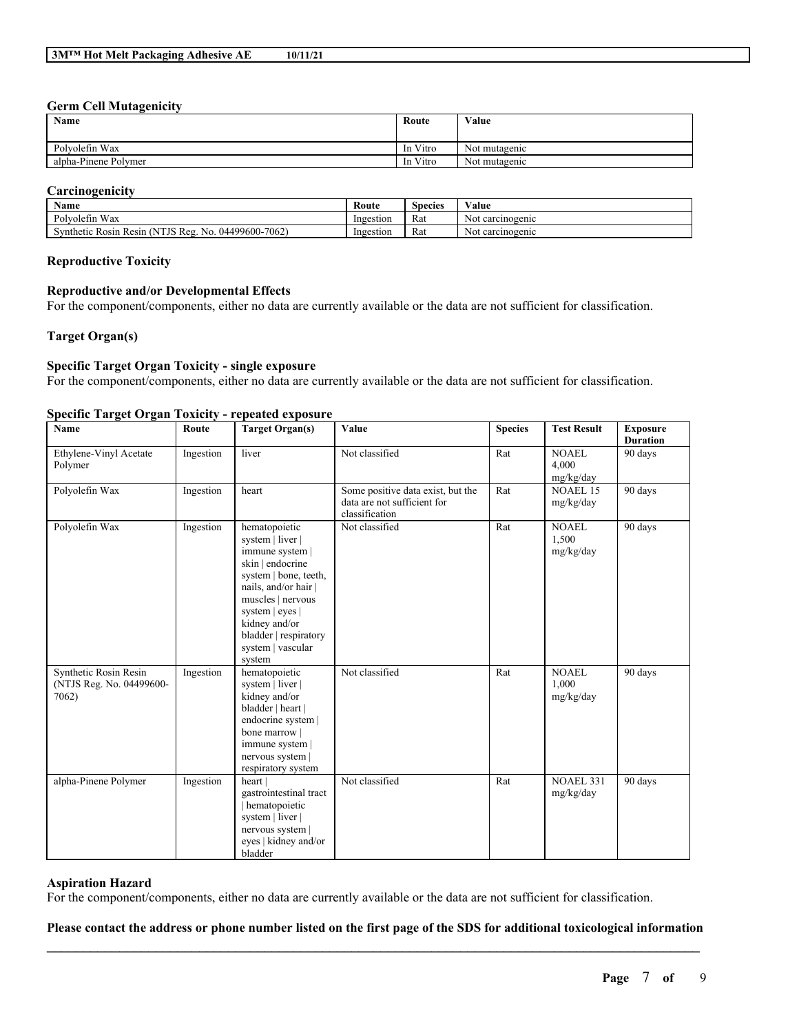### Germ Cell Mutagenicity

| Name | Route | Value |
|---|---|---|
| Polyolefin Wax | In Vitro | Not mutagenic |
| alpha-Pinene Polymer | In Vitro | Not mutagenic |

### Carcinogenicity

| Name | Route | Species | Value |
|---|---|---|---|
| Polyolefin Wax | Ingestion | Rat | Not carcinogenic |
| Synthetic Rosin Resin (NTJS Reg. No. 04499600-7062) | Ingestion | Rat | Not carcinogenic |

### Reproductive Toxicity

#### Reproductive and/or Developmental Effects

For the component/components, either no data are currently available or the data are not sufficient for classification.

### Target Organ(s)

#### Specific Target Organ Toxicity - single exposure

For the component/components, either no data are currently available or the data are not sufficient for classification.

#### Specific Target Organ Toxicity - repeated exposure

| Name | Route | Target Organ(s) | Value | Species | Test Result | Exposure Duration |
|---|---|---|---|---|---|---|
| Ethylene-Vinyl Acetate Polymer | Ingestion | liver | Not classified | Rat | NOAEL 4,000 mg/kg/day | 90 days |
| Polyolefin Wax | Ingestion | heart | Some positive data exist, but the data are not sufficient for classification | Rat | NOAEL 15 mg/kg/day | 90 days |
| Polyolefin Wax | Ingestion | hematopoietic system \| liver \| immune system \| skin \| endocrine system \| bone, teeth, nails, and/or hair \| muscles \| nervous system \| eyes \| kidney and/or bladder \| respiratory system \| vascular system | Not classified | Rat | NOAEL 1,500 mg/kg/day | 90 days |
| Synthetic Rosin Resin (NTJS Reg. No. 04499600-7062) | Ingestion | hematopoietic system \| liver \| kidney and/or bladder \| heart \| endocrine system \| bone marrow \| immune system \| nervous system \| respiratory system | Not classified | Rat | NOAEL 1,000 mg/kg/day | 90 days |
| alpha-Pinene Polymer | Ingestion | heart \| gastrointestinal tract \| hematopoietic system \| liver \| nervous system \| eyes \| kidney and/or bladder | Not classified | Rat | NOAEL 331 mg/kg/day | 90 days |

### Aspiration Hazard

For the component/components, either no data are currently available or the data are not sufficient for classification.

**Please contact the address or phone number listed on the first page of the SDS for additional toxicological information**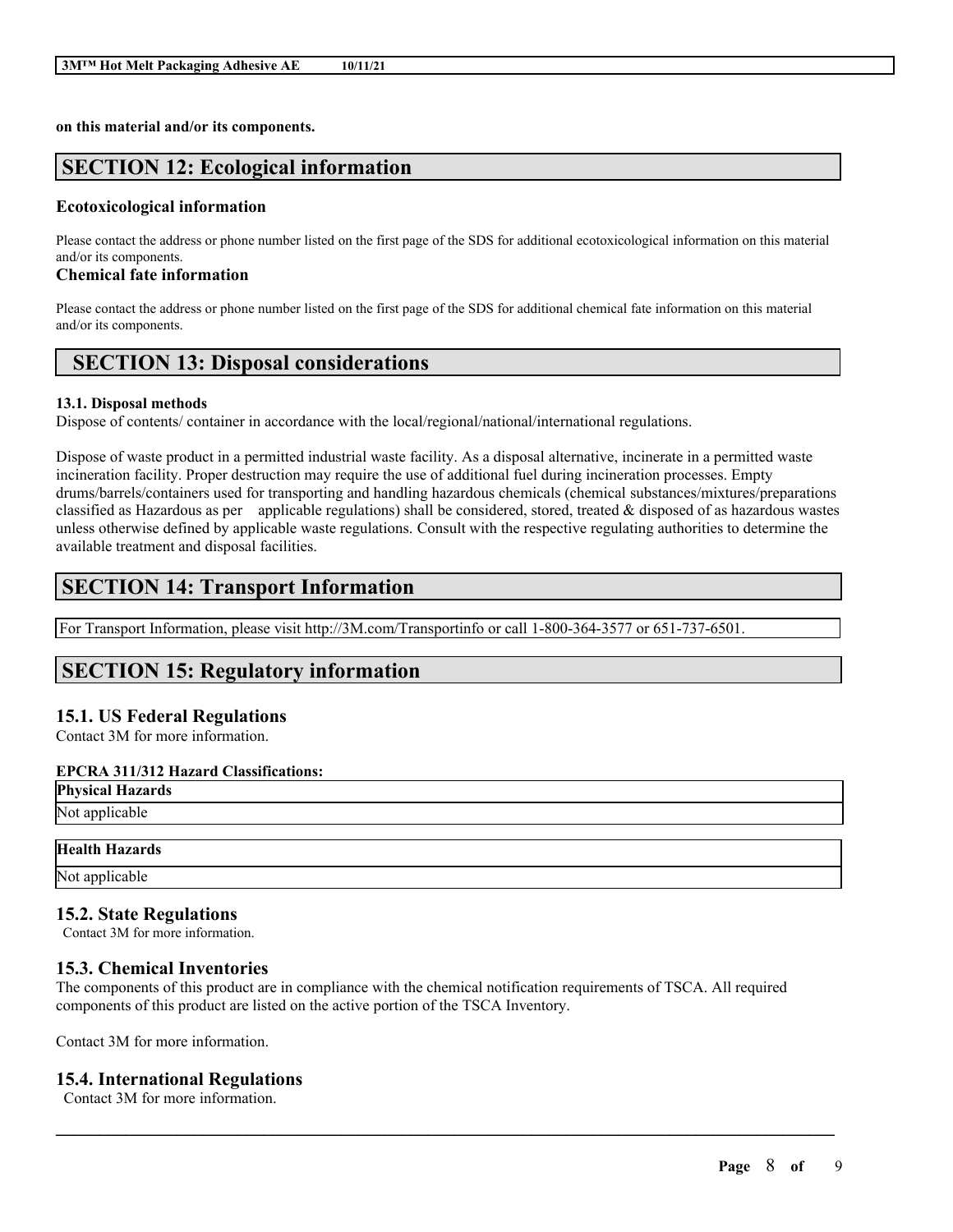**on this material and/or its components.**

## SECTION 12: Ecological information

### Ecotoxicological information

Please contact the address or phone number listed on the first page of the SDS for additional ecotoxicological information on this material and/or its components.

### Chemical fate information

Please contact the address or phone number listed on the first page of the SDS for additional chemical fate information on this material and/or its components.

## SECTION 13: Disposal considerations

**13.1. Disposal methods**

Dispose of contents/ container in accordance with the local/regional/national/international regulations.

Dispose of waste product in a permitted industrial waste facility. As a disposal alternative, incinerate in a permitted waste incineration facility. Proper destruction may require the use of additional fuel during incineration processes. Empty drums/barrels/containers used for transporting and handling hazardous chemicals (chemical substances/mixtures/preparations classified as Hazardous as per applicable regulations) shall be considered, stored, treated & disposed of as hazardous wastes unless otherwise defined by applicable waste regulations. Consult with the respective regulating authorities to determine the available treatment and disposal facilities.

## SECTION 14: Transport Information

For Transport Information, please visit http://3M.com/Transportinfo or call 1-800-364-3577 or 651-737-6501.

## SECTION 15: Regulatory information

### 15.1. US Federal Regulations

Contact 3M for more information.

**EPCRA 311/312 Hazard Classifications:**

| Physical Hazards |
| --- |
| Not applicable |

| Health Hazards |
| --- |
| Not applicable |

### 15.2. State Regulations

Contact 3M for more information.

### 15.3. Chemical Inventories

The components of this product are in compliance with the chemical notification requirements of TSCA. All required components of this product are listed on the active portion of the TSCA Inventory.

Contact 3M for more information.

### 15.4. International Regulations

Contact 3M for more information.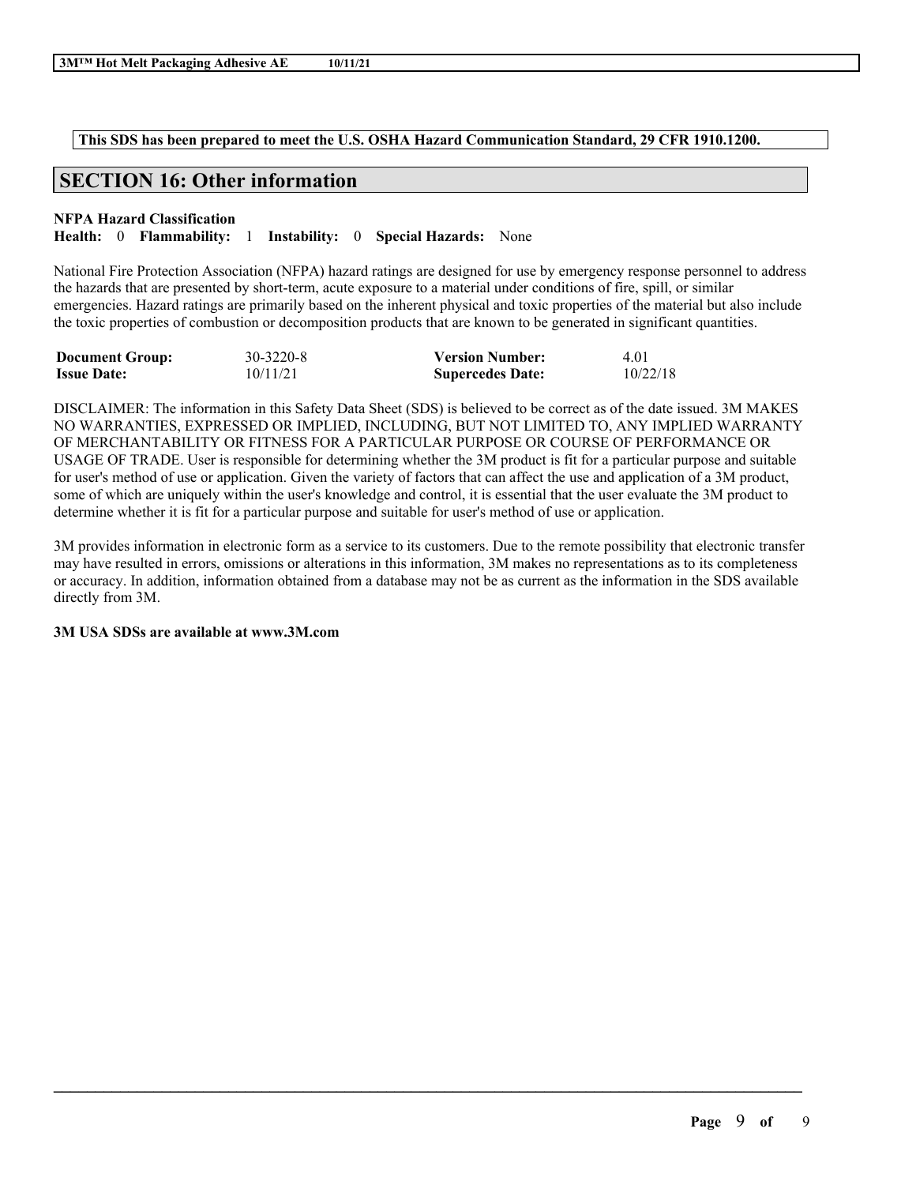**This SDS has been prepared to meet the U.S. OSHA Hazard Communication Standard, 29 CFR 1910.1200.**

## SECTION 16: Other information

**NFPA Hazard Classification**
**Health:** 0 **Flammability:** 1 **Instability:** 0 **Special Hazards:** None

National Fire Protection Association (NFPA) hazard ratings are designed for use by emergency response personnel to address the hazards that are presented by short-term, acute exposure to a material under conditions of fire, spill, or similar emergencies. Hazard ratings are primarily based on the inherent physical and toxic properties of the material but also include the toxic properties of combustion or decomposition products that are known to be generated in significant quantities.

| | | | |
|---|---|---|---|
| **Document Group:** | 30-3220-8 | **Version Number:** | 4.01 |
| **Issue Date:** | 10/11/21 | **Supercedes Date:** | 10/22/18 |

DISCLAIMER: The information in this Safety Data Sheet (SDS) is believed to be correct as of the date issued. 3M MAKES NO WARRANTIES, EXPRESSED OR IMPLIED, INCLUDING, BUT NOT LIMITED TO, ANY IMPLIED WARRANTY OF MERCHANTABILITY OR FITNESS FOR A PARTICULAR PURPOSE OR COURSE OF PERFORMANCE OR USAGE OF TRADE. User is responsible for determining whether the 3M product is fit for a particular purpose and suitable for user's method of use or application. Given the variety of factors that can affect the use and application of a 3M product, some of which are uniquely within the user's knowledge and control, it is essential that the user evaluate the 3M product to determine whether it is fit for a particular purpose and suitable for user's method of use or application.

3M provides information in electronic form as a service to its customers. Due to the remote possibility that electronic transfer may have resulted in errors, omissions or alterations in this information, 3M makes no representations as to its completeness or accuracy. In addition, information obtained from a database may not be as current as the information in the SDS available directly from 3M.

**3M USA SDSs are available at www.3M.com**